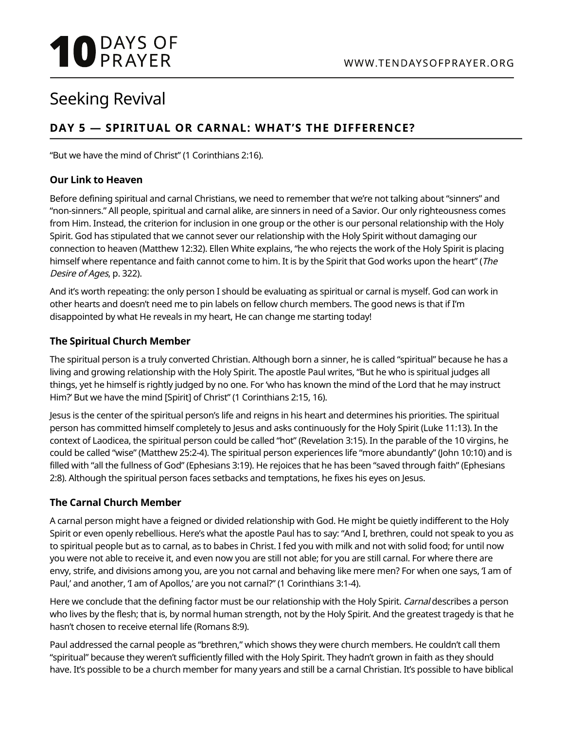# Seeking Revival

## DAY 5 — SPIRITUAL OR CARNAL: WHAT'S THE DIFFERENCE?

"But we have the mind of Christ" (1 Corinthians 2:16).

### Our Link to Heaven

Before defining spiritual and carnal Christians, we need to remember that we're not talking about "sinners" and "non-sinners." All people, spiritual and carnal alike, are sinners in need of a Savior. Our only righteousness comes from Him. Instead, the criterion for inclusion in one group or the other is our personal relationship with the Holy Spirit. God has stipulated that we cannot sever our relationship with the Holy Spirit without damaging our connection to heaven (Matthew 12:32). Ellen White explains, "he who rejects the work of the Holy Spirit is placing himself where repentance and faith cannot come to him. It is by the Spirit that God works upon the heart" (*The Desire of Ages*, p. 322).

And it's worth repeating: the only person I should be evaluating as spiritual or carnal is myself. God can work in other hearts and doesn't need me to pin labels on fellow church members. The good news is that if I'm disappointed by what He reveals in my heart, He can change me starting today!

### The Spiritual Church Member

The spiritual person is a truly converted Christian. Although born a sinner, he is called "spiritual" because he has a living and growing relationship with the Holy Spirit. The apostle Paul writes, "But he who is spiritual judges all things, yet he himself is rightly judged by no one. For 'who has known the mind of the Lord that he may instruct Him?' But we have the mind [Spirit] of Christ" (1 Corinthians 2:15, 16).

Jesus is the center of the spiritual person's life and reigns in his heart and determines his priorities. The spiritual person has committed himself completely to Jesus and asks continuously for the Holy Spirit (Luke 11:13). In the context of Laodicea, the spiritual person could be called "hot" (Revelation 3:15). In the parable of the 10 virgins, he could be called "wise" (Matthew 25:2-4). The spiritual person experiences life "more abundantly" (John 10:10) and is filled with "all the fullness of God" (Ephesians 3:19). He rejoices that he has been "saved through faith" (Ephesians 2:8). Although the spiritual person faces setbacks and temptations, he fixes his eyes on Jesus.

### The Carnal Church Member

A carnal person might have a feigned or divided relationship with God. He might be quietly indifferent to the Holy Spirit or even openly rebellious. Here's what the apostle Paul has to say: "And I, brethren, could not speak to you as to spiritual people but as to carnal, as to babes in Christ. I fed you with milk and not with solid food; for until now you were not able to receive it, and even now you are still not able; for you are still carnal. For where there are envy, strife, and divisions among you, are you not carnal and behaving like mere men? For when one says, 'I am of Paul,' and another, 'I am of Apollos,' are you not carnal?" (1 Corinthians 3:1-4).

Here we conclude that the defining factor must be our relationship with the Holy Spirit. *Carnal* describes a person who lives by the flesh; that is, by normal human strength, not by the Holy Spirit. And the greatest tragedy is that he hasn't chosen to receive eternal life (Romans 8:9).

Paul addressed the carnal people as "brethren," which shows they were church members. He couldn't call them "spiritual" because they weren't sufficiently filled with the Holy Spirit. They hadn't grown in faith as they should have. It's possible to be a church member for many years and still be a carnal Christian. It's possible to have biblical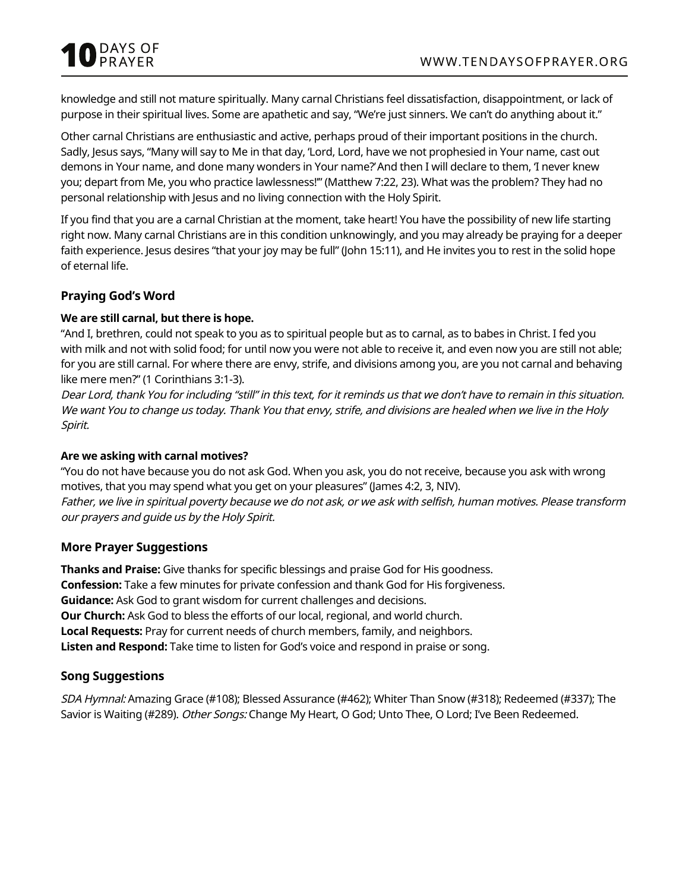knowledge and still not mature spiritually. Many carnal Christians feel dissatisfaction, disappointment, or lack of purpose in their spiritual lives. Some are apathetic and say, "We're just sinners. We can't do anything about it."

Other carnal Christians are enthusiastic and active, perhaps proud of their important positions in the church. Sadly, Jesus says, "Many will say to Me in that day, 'Lord, Lord, have we not prophesied in Your name, cast out demons in Your name, and done many wonders in Your name?' And then I will declare to them, 'I never knew you; depart from Me, you who practice lawlessness!'" (Matthew 7:22, 23). What was the problem? They had no personal relationship with Jesus and no living connection with the Holy Spirit.

If you find that you are a carnal Christian at the moment, take heart! You have the possibility of new life starting right now. Many carnal Christians are in this condition unknowingly, and you may already be praying for a deeper faith experience. Jesus desires "that your joy may be full" (John 15:11), and He invites you to rest in the solid hope of eternal life.

## Praying God's Word

**We are still carnal, but there is hope.**
"And I, brethren, could not speak to you as to spiritual people but as to carnal, as to babes in Christ. I fed you with milk and not with solid food; for until now you were not able to receive it, and even now you are still not able; for you are still carnal. For where there are envy, strife, and divisions among you, are you not carnal and behaving like mere men?" (1 Corinthians 3:1-3).
*Dear Lord, thank You for including "still" in this text, for it reminds us that we don't have to remain in this situation. We want You to change us today. Thank You that envy, strife, and divisions are healed when we live in the Holy Spirit.*

**Are we asking with carnal motives?**
"You do not have because you do not ask God. When you ask, you do not receive, because you ask with wrong motives, that you may spend what you get on your pleasures" (James 4:2, 3, NIV).
*Father, we live in spiritual poverty because we do not ask, or we ask with selfish, human motives. Please transform our prayers and guide us by the Holy Spirit.*

## More Prayer Suggestions

**Thanks and Praise:** Give thanks for specific blessings and praise God for His goodness.
**Confession:** Take a few minutes for private confession and thank God for His forgiveness.
**Guidance:** Ask God to grant wisdom for current challenges and decisions.
**Our Church:** Ask God to bless the efforts of our local, regional, and world church.
**Local Requests:** Pray for current needs of church members, family, and neighbors.
**Listen and Respond:** Take time to listen for God's voice and respond in praise or song.

## Song Suggestions

*SDA Hymnal:* Amazing Grace (#108); Blessed Assurance (#462); Whiter Than Snow (#318); Redeemed (#337); The Savior is Waiting (#289). *Other Songs:* Change My Heart, O God; Unto Thee, O Lord; I've Been Redeemed.